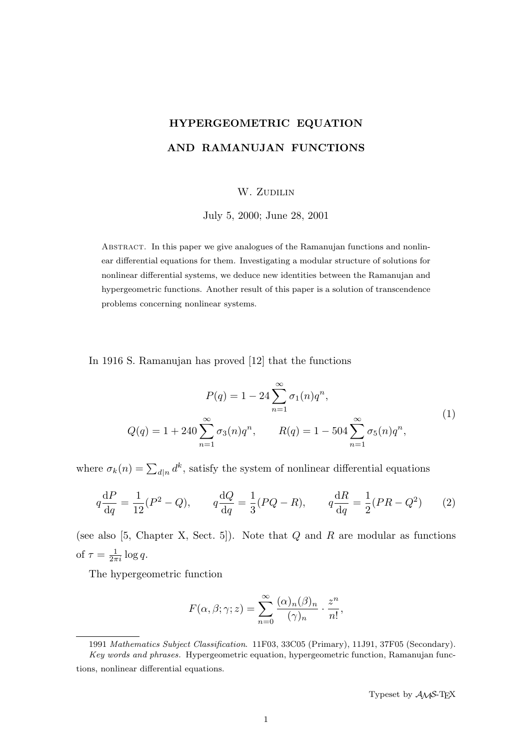# HYPERGEOMETRIC EQUATION AND RAMANUJAN FUNCTIONS

W. Zudilin

July 5, 2000; June 28, 2001

Abstract. In this paper we give analogues of the Ramanujan functions and nonlinear differential equations for them. Investigating a modular structure of solutions for nonlinear differential systems, we deduce new identities between the Ramanujan and hypergeometric functions. Another result of this paper is a solution of transcendence problems concerning nonlinear systems.

In 1916 S. Ramanujan has proved [12] that the functions

$$
\begin{gathered}
P(q) = 1 - 24\sum_{n=1}^{\infty}\sigma_1(n)q^n, \\
Q(q) = 1 + 240\sum_{n=1}^{\infty}\sigma_3(n)q^n, \qquad R(q) = 1 - 504\sum_{n=1}^{\infty}\sigma_5(n)q^n,
\end{gathered}
\tag{1}
$$

where $\sigma_k(n) = \sum_{d|n} d^k$, satisfy the system of nonlinear differential equations

$$
q\frac{\mathrm{d}P}{\mathrm{d}q} = \frac{1}{12}(P^2 - Q), \qquad q\frac{\mathrm{d}Q}{\mathrm{d}q} = \frac{1}{3}(PQ - R), \qquad q\frac{\mathrm{d}R}{\mathrm{d}q} = \frac{1}{2}(PR - Q^2)
\tag{2}
$$

(see also [5, Chapter X, Sect. 5]). Note that $Q$ and $R$ are modular as functions of $\tau = \frac{1}{2\pi i}\log q$.

The hypergeometric function

$$
F(\alpha, \beta; \gamma; z) = \sum_{n=0}^{\infty}\frac{(\alpha)_n(\beta)_n}{(\gamma)_n}\cdot\frac{z^n}{n!},
$$

---

1991 *Mathematics Subject Classification*. 11F03, 33C05 (Primary), 11J91, 37F05 (Secondary).

*Key words and phrases.* Hypergeometric equation, hypergeometric function, Ramanujan functions, nonlinear differential equations.

Typeset by $\mathcal{A}\mathcal{M}\mathcal{S}$-TEX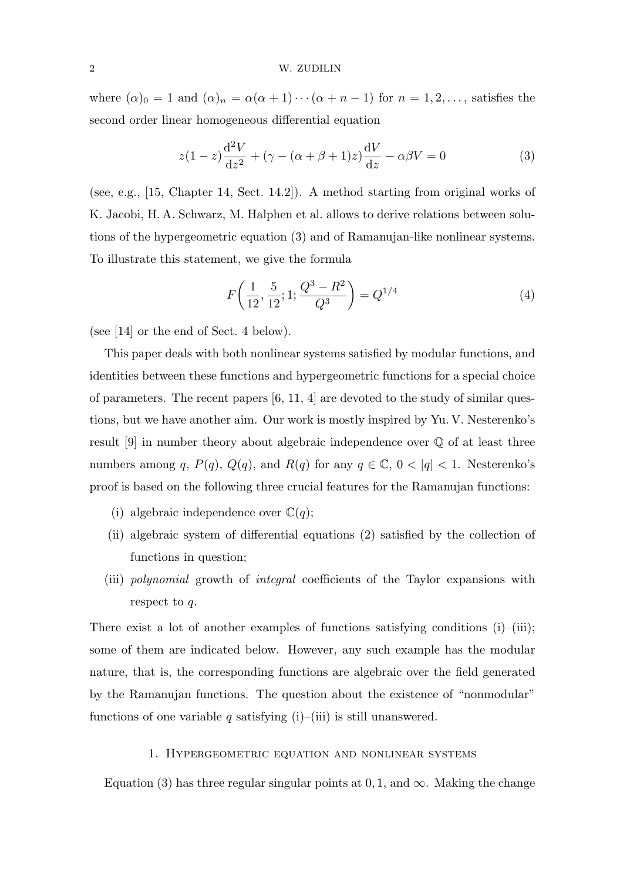where $(\alpha)_0 = 1$ and $(\alpha)_n = \alpha(\alpha+1)\cdots(\alpha+n-1)$ for $n = 1, 2, \dots$, satisfies the second order linear homogeneous differential equation

$$z(1-z)\frac{\mathrm{d}^2 V}{\mathrm{d}z^2} + (\gamma - (\alpha+\beta+1)z)\frac{\mathrm{d}V}{\mathrm{d}z} - \alpha\beta V = 0 \tag{3}$$

(see, e.g., [15, Chapter 14, Sect. 14.2]). A method starting from original works of K. Jacobi, H. A. Schwarz, M. Halphen et al. allows to derive relations between solutions of the hypergeometric equation (3) and of Ramanujan-like nonlinear systems. To illustrate this statement, we give the formula

$$F\left(\frac{1}{12}, \frac{5}{12}; 1; \frac{Q^3 - R^2}{Q^3}\right) = Q^{1/4} \tag{4}$$

(see [14] or the end of Sect. 4 below).

This paper deals with both nonlinear systems satisfied by modular functions, and identities between these functions and hypergeometric functions for a special choice of parameters. The recent papers [6, 11, 4] are devoted to the study of similar questions, but we have another aim. Our work is mostly inspired by Yu. V. Nesterenko's result [9] in number theory about algebraic independence over $\mathbb{Q}$ of at least three numbers among $q$, $P(q)$, $Q(q)$, and $R(q)$ for any $q \in \mathbb{C}$, $0 < |q| < 1$. Nesterenko's proof is based on the following three crucial features for the Ramanujan functions:

(i) algebraic independence over $\mathbb{C}(q)$;

(ii) algebraic system of differential equations (2) satisfied by the collection of functions in question;

(iii) *polynomial* growth of *integral* coefficients of the Taylor expansions with respect to $q$.

There exist a lot of another examples of functions satisfying conditions (i)–(iii); some of them are indicated below. However, any such example has the modular nature, that is, the corresponding functions are algebraic over the field generated by the Ramanujan functions. The question about the existence of "nonmodular" functions of one variable $q$ satisfying (i)–(iii) is still unanswered.

## 1. Hypergeometric equation and nonlinear systems

Equation (3) has three regular singular points at $0, 1$, and $\infty$. Making the change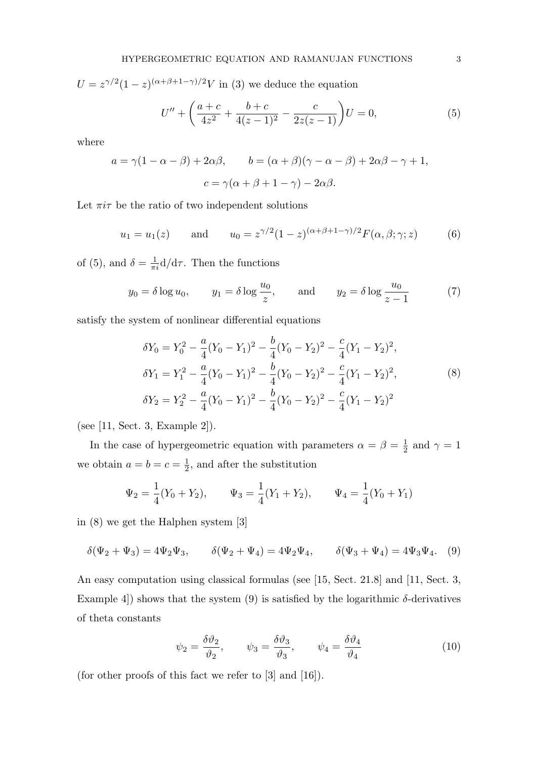$U = z^{\gamma/2}(1-z)^{(\alpha+\beta+1-\gamma)/2}V$ in (3) we deduce the equation

$$U'' + \left(\frac{a+c}{4z^2} + \frac{b+c}{4(z-1)^2} - \frac{c}{2z(z-1)}\right)U = 0, \tag{5}$$

where

$$a = \gamma(1-\alpha-\beta) + 2\alpha\beta, \qquad b = (\alpha+\beta)(\gamma-\alpha-\beta) + 2\alpha\beta - \gamma + 1,$$

$$c = \gamma(\alpha+\beta+1-\gamma) - 2\alpha\beta.$$

Let $\pi i \tau$ be the ratio of two independent solutions

$$u_1 = u_1(z) \qquad \text{and} \qquad u_0 = z^{\gamma/2}(1-z)^{(\alpha+\beta+1-\gamma)/2}F(\alpha,\beta;\gamma;z) \tag{6}$$

of (5), and $\delta = \frac{1}{\pi i}\mathrm{d}/\mathrm{d}\tau$. Then the functions

$$y_0 = \delta \log u_0, \qquad y_1 = \delta \log \frac{u_0}{z}, \qquad \text{and} \qquad y_2 = \delta \log \frac{u_0}{z-1} \tag{7}$$

satisfy the system of nonlinear differential equations

$$\begin{aligned}
\delta Y_0 &= Y_0^2 - \frac{a}{4}(Y_0 - Y_1)^2 - \frac{b}{4}(Y_0 - Y_2)^2 - \frac{c}{4}(Y_1 - Y_2)^2, \\
\delta Y_1 &= Y_1^2 - \frac{a}{4}(Y_0 - Y_1)^2 - \frac{b}{4}(Y_0 - Y_2)^2 - \frac{c}{4}(Y_1 - Y_2)^2, \\
\delta Y_2 &= Y_2^2 - \frac{a}{4}(Y_0 - Y_1)^2 - \frac{b}{4}(Y_0 - Y_2)^2 - \frac{c}{4}(Y_1 - Y_2)^2
\end{aligned} \tag{8}$$

(see [11, Sect. 3, Example 2]).

In the case of hypergeometric equation with parameters $\alpha = \beta = \frac{1}{2}$ and $\gamma = 1$ we obtain $a = b = c = \frac{1}{2}$, and after the substitution

$$\Psi_2 = \frac{1}{4}(Y_0 + Y_2), \qquad \Psi_3 = \frac{1}{4}(Y_1 + Y_2), \qquad \Psi_4 = \frac{1}{4}(Y_0 + Y_1)$$

in (8) we get the Halphen system [3]

$$\delta(\Psi_2 + \Psi_3) = 4\Psi_2\Psi_3, \qquad \delta(\Psi_2 + \Psi_4) = 4\Psi_2\Psi_4, \qquad \delta(\Psi_3 + \Psi_4) = 4\Psi_3\Psi_4. \tag{9}$$

An easy computation using classical formulas (see [15, Sect. 21.8] and [11, Sect. 3, Example 4]) shows that the system (9) is satisfied by the logarithmic $\delta$-derivatives of theta constants

$$\psi_2 = \frac{\delta\vartheta_2}{\vartheta_2}, \qquad \psi_3 = \frac{\delta\vartheta_3}{\vartheta_3}, \qquad \psi_4 = \frac{\delta\vartheta_4}{\vartheta_4} \tag{10}$$

(for other proofs of this fact we refer to [3] and [16]).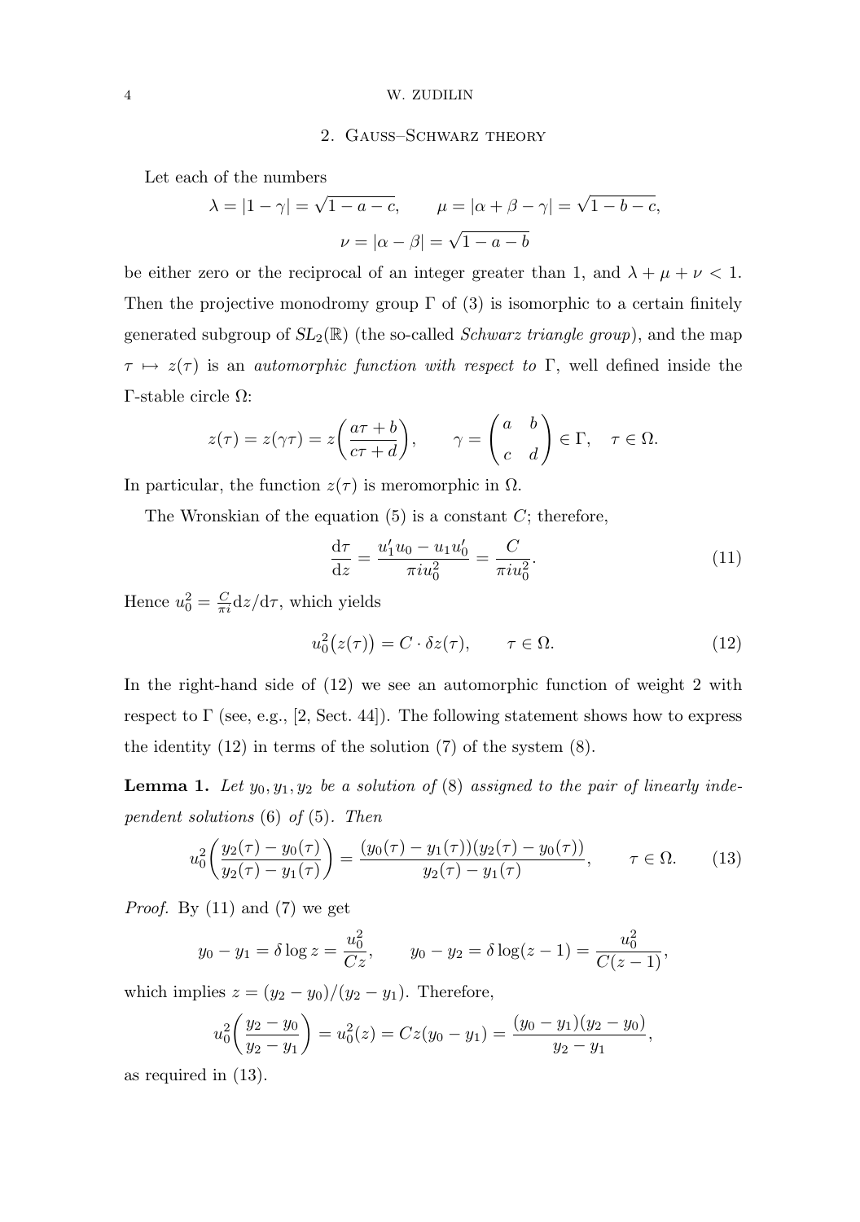## 2. Gauss–Schwarz theory

Let each of the numbers

$$\lambda = |1-\gamma| = \sqrt{1-a-c}, \qquad \mu = |\alpha+\beta-\gamma| = \sqrt{1-b-c},$$
$$\nu = |\alpha-\beta| = \sqrt{1-a-b}$$

be either zero or the reciprocal of an integer greater than 1, and $\lambda+\mu+\nu<1$. Then the projective monodromy group $\Gamma$ of (3) is isomorphic to a certain finitely generated subgroup of $SL_2(\mathbb{R})$ (the so-called *Schwarz triangle group*), and the map $\tau \mapsto z(\tau)$ is an *automorphic function with respect to* $\Gamma$, well defined inside the $\Gamma$-stable circle $\Omega$:

$$z(\tau) = z(\gamma\tau) = z\biggl(\frac{a\tau+b}{c\tau+d}\biggr), \qquad \gamma = \begin{pmatrix} a & b \\ c & d \end{pmatrix} \in \Gamma, \quad \tau \in \Omega.$$

In particular, the function $z(\tau)$ is meromorphic in $\Omega$.

The Wronskian of the equation (5) is a constant $C$; therefore,

$$\frac{\mathrm{d}\tau}{\mathrm{d}z} = \frac{u_1'u_0 - u_1u_0'}{\pi i u_0^2} = \frac{C}{\pi i u_0^2}. \tag{11}$$

Hence $u_0^2 = \frac{C}{\pi i}\mathrm{d}z/\mathrm{d}\tau$, which yields

$$u_0^2\bigl(z(\tau)\bigr) = C\cdot \delta z(\tau), \qquad \tau \in \Omega. \tag{12}$$

In the right-hand side of (12) we see an automorphic function of weight 2 with respect to $\Gamma$ (see, e.g., [2, Sect. 44]). The following statement shows how to express the identity (12) in terms of the solution (7) of the system (8).

**Lemma 1.** *Let $y_0, y_1, y_2$ be a solution of* (8) *assigned to the pair of linearly independent solutions* (6) *of* (5)*. Then*

$$u_0^2\biggl(\frac{y_2(\tau)-y_0(\tau)}{y_2(\tau)-y_1(\tau)}\biggr) = \frac{(y_0(\tau)-y_1(\tau))(y_2(\tau)-y_0(\tau))}{y_2(\tau)-y_1(\tau)}, \qquad \tau \in \Omega. \tag{13}$$

*Proof.* By (11) and (7) we get

$$y_0 - y_1 = \delta \log z = \frac{u_0^2}{Cz}, \qquad y_0 - y_2 = \delta\log(z-1) = \frac{u_0^2}{C(z-1)},$$

which implies $z = (y_2-y_0)/(y_2-y_1)$. Therefore,

$$u_0^2\biggl(\frac{y_2-y_0}{y_2-y_1}\biggr) = u_0^2(z) = Cz(y_0-y_1) = \frac{(y_0-y_1)(y_2-y_0)}{y_2-y_1},$$

as required in (13).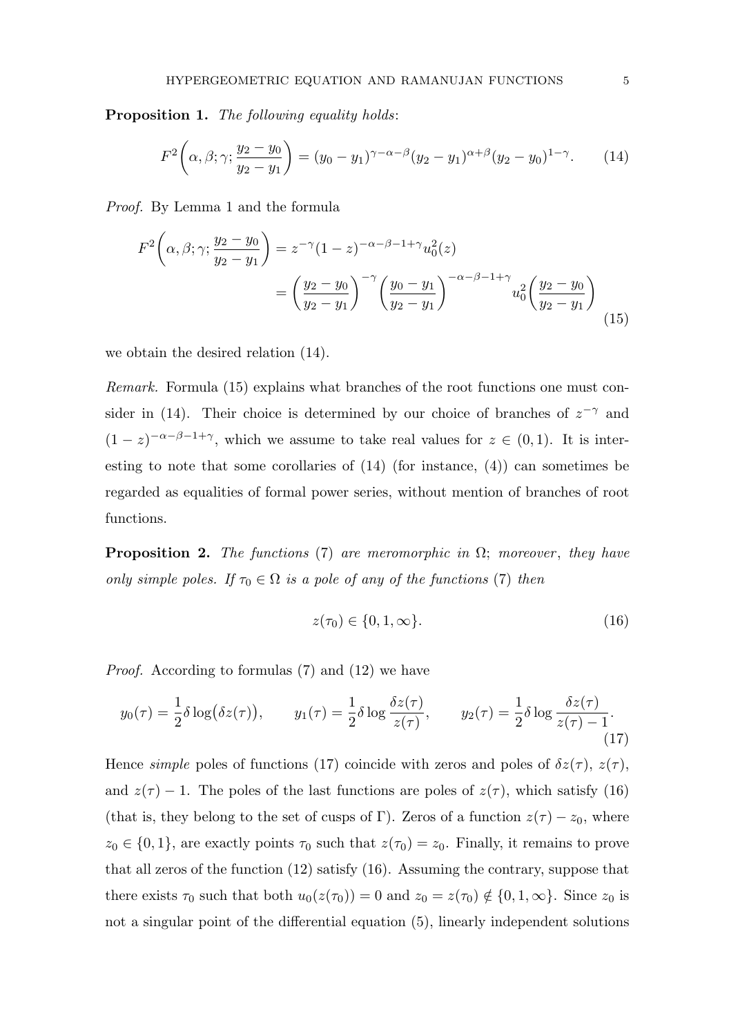**Proposition 1.** *The following equality holds*:

$$F^2\left(\alpha, \beta; \gamma; \frac{y_2 - y_0}{y_2 - y_1}\right) = (y_0 - y_1)^{\gamma-\alpha-\beta}(y_2 - y_1)^{\alpha+\beta}(y_2 - y_0)^{1-\gamma}. \tag{14}$$

*Proof.* By Lemma 1 and the formula

$$\begin{aligned} F^2\left(\alpha, \beta; \gamma; \frac{y_2 - y_0}{y_2 - y_1}\right) &= z^{-\gamma}(1 - z)^{-\alpha-\beta-1+\gamma}u_0^2(z) \\ &= \left(\frac{y_2 - y_0}{y_2 - y_1}\right)^{-\gamma}\left(\frac{y_0 - y_1}{y_2 - y_1}\right)^{-\alpha-\beta-1+\gamma}u_0^2\left(\frac{y_2 - y_0}{y_2 - y_1}\right) \end{aligned} \tag{15}$$

we obtain the desired relation (14).

*Remark.* Formula (15) explains what branches of the root functions one must consider in (14). Their choice is determined by our choice of branches of $z^{-\gamma}$ and $(1 - z)^{-\alpha-\beta-1+\gamma}$, which we assume to take real values for $z \in (0, 1)$. It is interesting to note that some corollaries of (14) (for instance, (4)) can sometimes be regarded as equalities of formal power series, without mention of branches of root functions.

**Proposition 2.** *The functions* (7) *are meromorphic in* $\Omega$; *moreover*, *they have only simple poles. If* $\tau_0 \in \Omega$ *is a pole of any of the functions* (7) *then*

$$z(\tau_0) \in \{0, 1, \infty\}. \tag{16}$$

*Proof.* According to formulas (7) and (12) we have

$$y_0(\tau) = \frac{1}{2}\delta \log\bigl(\delta z(\tau)\bigr), \qquad y_1(\tau) = \frac{1}{2}\delta \log \frac{\delta z(\tau)}{z(\tau)}, \qquad y_2(\tau) = \frac{1}{2}\delta \log \frac{\delta z(\tau)}{z(\tau) - 1}. \tag{17}$$

Hence *simple* poles of functions (17) coincide with zeros and poles of $\delta z(\tau)$, $z(\tau)$, and $z(\tau) - 1$. The poles of the last functions are poles of $z(\tau)$, which satisfy (16) (that is, they belong to the set of cusps of $\Gamma$). Zeros of a function $z(\tau) - z_0$, where $z_0 \in \{0, 1\}$, are exactly points $\tau_0$ such that $z(\tau_0) = z_0$. Finally, it remains to prove that all zeros of the function (12) satisfy (16). Assuming the contrary, suppose that there exists $\tau_0$ such that both $u_0(z(\tau_0)) = 0$ and $z_0 = z(\tau_0) \notin \{0, 1, \infty\}$. Since $z_0$ is not a singular point of the differential equation (5), linearly independent solutions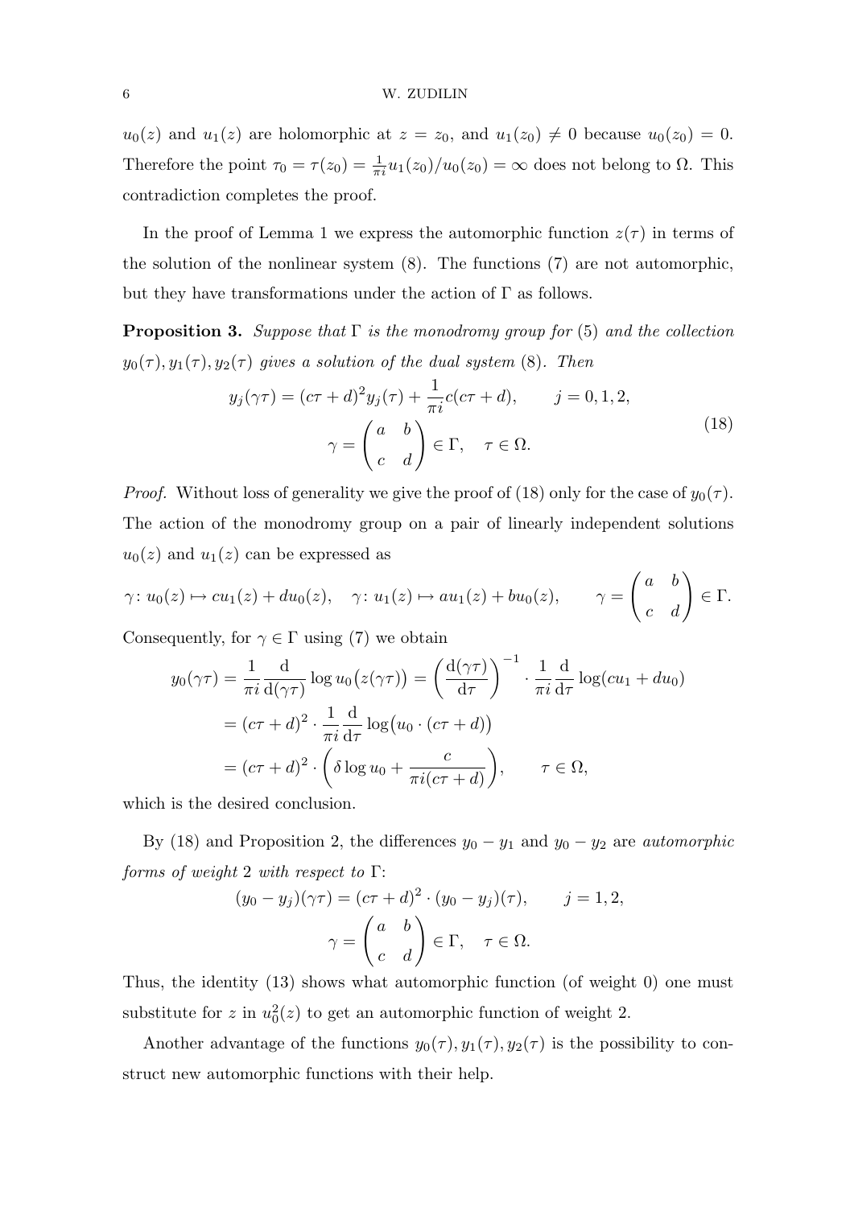$u_0(z)$ and $u_1(z)$ are holomorphic at $z = z_0$, and $u_1(z_0) \neq 0$ because $u_0(z_0) = 0$. Therefore the point $\tau_0 = \tau(z_0) = \frac{1}{\pi i} u_1(z_0)/u_0(z_0) = \infty$ does not belong to $\Omega$. This contradiction completes the proof.

In the proof of Lemma 1 we express the automorphic function $z(\tau)$ in terms of the solution of the nonlinear system (8). The functions (7) are not automorphic, but they have transformations under the action of $\Gamma$ as follows.

**Proposition 3.** *Suppose that $\Gamma$ is the monodromy group for* (5) *and the collection $y_0(\tau), y_1(\tau), y_2(\tau)$ gives a solution of the dual system* (8)*. Then*

$$y_j(\gamma\tau) = (c\tau + d)^2 y_j(\tau) + \frac{1}{\pi i} c(c\tau + d), \qquad j = 0, 1, 2,$$
$$\gamma = \begin{pmatrix} a & b \\ c & d \end{pmatrix} \in \Gamma, \quad \tau \in \Omega. \tag{18}$$

*Proof.* Without loss of generality we give the proof of (18) only for the case of $y_0(\tau)$. The action of the monodromy group on a pair of linearly independent solutions $u_0(z)$ and $u_1(z)$ can be expressed as

$$\gamma \colon u_0(z) \mapsto cu_1(z) + du_0(z), \quad \gamma \colon u_1(z) \mapsto au_1(z) + bu_0(z), \qquad \gamma = \begin{pmatrix} a & b \\ c & d \end{pmatrix} \in \Gamma.$$

Consequently, for $\gamma \in \Gamma$ using (7) we obtain

$$\begin{aligned} y_0(\gamma\tau) &= \frac{1}{\pi i} \frac{\mathrm{d}}{\mathrm{d}(\gamma\tau)} \log u_0\big(z(\gamma\tau)\big) = \left( \frac{\mathrm{d}(\gamma\tau)}{\mathrm{d}\tau} \right)^{-1} \cdot \frac{1}{\pi i} \frac{\mathrm{d}}{\mathrm{d}\tau} \log(cu_1 + du_0) \\ &= (c\tau + d)^2 \cdot \frac{1}{\pi i} \frac{\mathrm{d}}{\mathrm{d}\tau} \log\big(u_0 \cdot (c\tau + d)\big) \\ &= (c\tau + d)^2 \cdot \left( \delta \log u_0 + \frac{c}{\pi i (c\tau + d)} \right), \qquad \tau \in \Omega, \end{aligned}$$

which is the desired conclusion.

By (18) and Proposition 2, the differences $y_0 - y_1$ and $y_0 - y_2$ are *automorphic forms of weight* 2 *with respect to* $\Gamma$:

$$(y_0 - y_j)(\gamma\tau) = (c\tau + d)^2 \cdot (y_0 - y_j)(\tau), \qquad j = 1, 2,$$
$$\gamma = \begin{pmatrix} a & b \\ c & d \end{pmatrix} \in \Gamma, \quad \tau \in \Omega.$$

Thus, the identity (13) shows what automorphic function (of weight 0) one must substitute for $z$ in $u_0^2(z)$ to get an automorphic function of weight 2.

Another advantage of the functions $y_0(\tau), y_1(\tau), y_2(\tau)$ is the possibility to construct new automorphic functions with their help.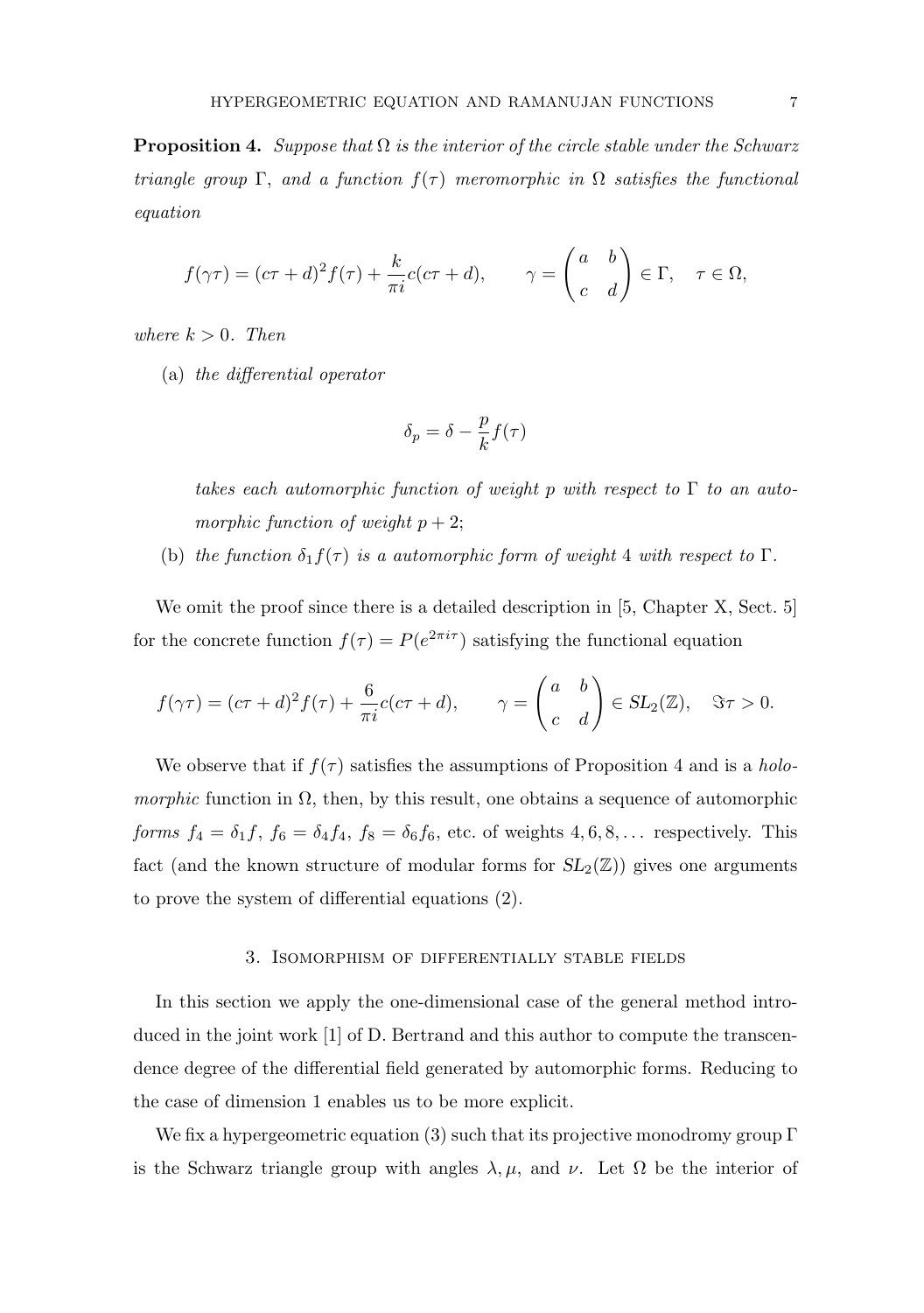**Proposition 4.** *Suppose that $\Omega$ is the interior of the circle stable under the Schwarz triangle group $\Gamma$, and a function $f(\tau)$ meromorphic in $\Omega$ satisfies the functional equation*

$$f(\gamma\tau) = (c\tau + d)^2 f(\tau) + \frac{k}{\pi i} c(c\tau + d), \qquad \gamma = \begin{pmatrix} a & b \\ c & d \end{pmatrix} \in \Gamma, \quad \tau \in \Omega,$$

*where $k > 0$. Then*

(a) *the differential operator*

$$\delta_p = \delta - \frac{p}{k} f(\tau)$$

*takes each automorphic function of weight $p$ with respect to $\Gamma$ to an automorphic function of weight $p + 2$;*

(b) *the function $\delta_1 f(\tau)$ is a automorphic form of weight 4 with respect to $\Gamma$.*

We omit the proof since there is a detailed description in [5, Chapter X, Sect. 5] for the concrete function $f(\tau) = P(e^{2\pi i\tau})$ satisfying the functional equation

$$f(\gamma\tau) = (c\tau + d)^2 f(\tau) + \frac{6}{\pi i} c(c\tau + d), \qquad \gamma = \begin{pmatrix} a & b \\ c & d \end{pmatrix} \in SL_2(\mathbb{Z}), \quad \Im\tau > 0.$$

We observe that if $f(\tau)$ satisfies the assumptions of Proposition 4 and is a *holomorphic* function in $\Omega$, then, by this result, one obtains a sequence of automorphic *forms* $f_4 = \delta_1 f$, $f_6 = \delta_4 f_4$, $f_8 = \delta_6 f_6$, etc. of weights $4, 6, 8, \dots$ respectively. This fact (and the known structure of modular forms for $SL_2(\mathbb{Z})$) gives one arguments to prove the system of differential equations (2).

## 3. Isomorphism of differentially stable fields

In this section we apply the one-dimensional case of the general method introduced in the joint work [1] of D. Bertrand and this author to compute the transcendence degree of the differential field generated by automorphic forms. Reducing to the case of dimension 1 enables us to be more explicit.

We fix a hypergeometric equation (3) such that its projective monodromy group $\Gamma$ is the Schwarz triangle group with angles $\lambda, \mu$, and $\nu$. Let $\Omega$ be the interior of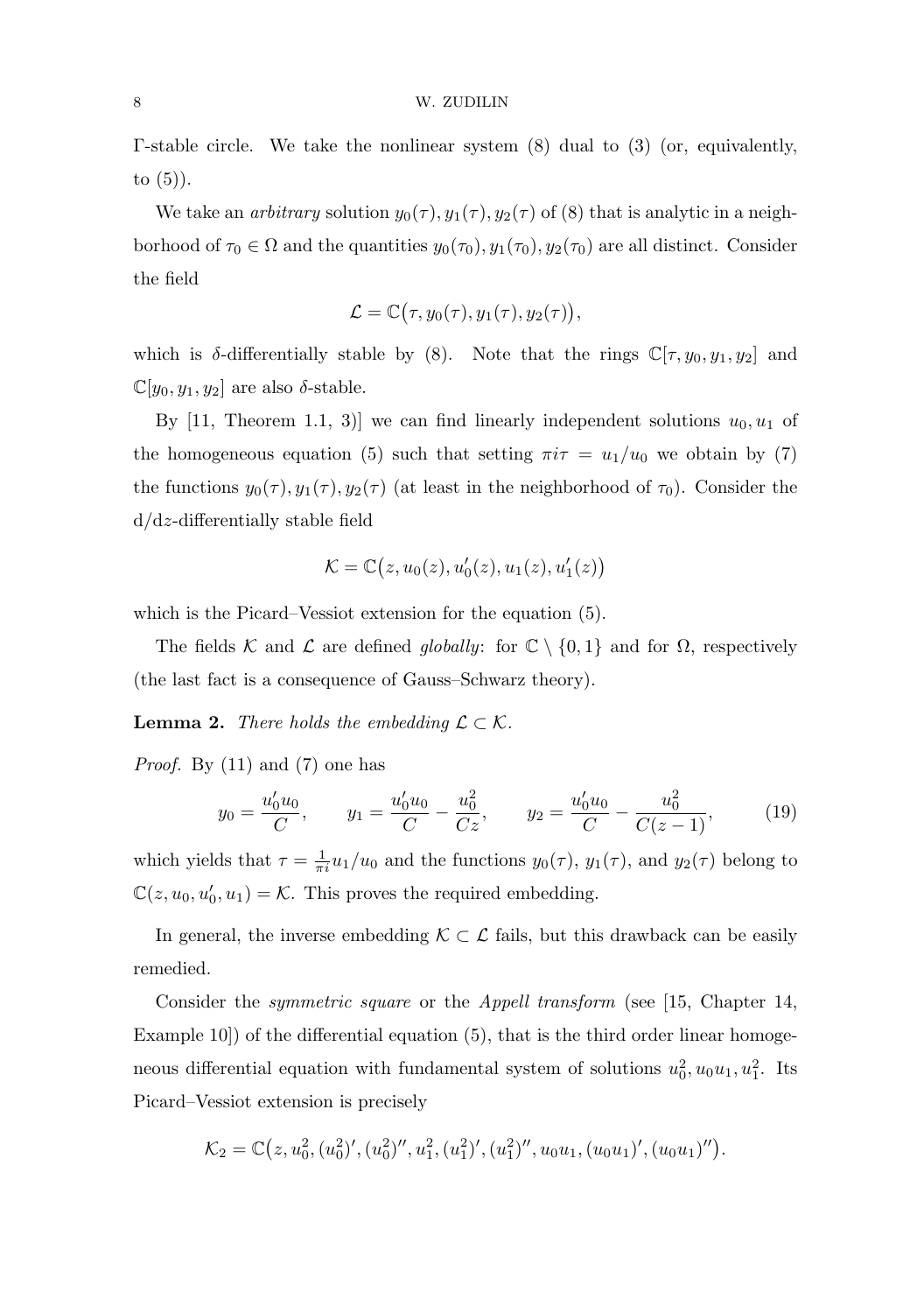Γ-stable circle. We take the nonlinear system (8) dual to (3) (or, equivalently, to (5)).

We take an *arbitrary* solution $y_0(\tau), y_1(\tau), y_2(\tau)$ of (8) that is analytic in a neighborhood of $\tau_0 \in \Omega$ and the quantities $y_0(\tau_0), y_1(\tau_0), y_2(\tau_0)$ are all distinct. Consider the field

$$\mathcal{L} = \mathbb{C}\big(\tau, y_0(\tau), y_1(\tau), y_2(\tau)\big),$$

which is $\delta$-differentially stable by (8). Note that the rings $\mathbb{C}[\tau, y_0, y_1, y_2]$ and $\mathbb{C}[y_0, y_1, y_2]$ are also $\delta$-stable.

By [11, Theorem 1.1, 3)] we can find linearly independent solutions $u_0, u_1$ of the homogeneous equation (5) such that setting $\pi i \tau = u_1/u_0$ we obtain by (7) the functions $y_0(\tau), y_1(\tau), y_2(\tau)$ (at least in the neighborhood of $\tau_0$). Consider the $\mathrm{d}/\mathrm{d}z$-differentially stable field

$$\mathcal{K} = \mathbb{C}\big(z, u_0(z), u_0'(z), u_1(z), u_1'(z)\big)$$

which is the Picard–Vessiot extension for the equation (5).

The fields $\mathcal{K}$ and $\mathcal{L}$ are defined *globally*: for $\mathbb{C} \setminus \{0, 1\}$ and for $\Omega$, respectively (the last fact is a consequence of Gauss–Schwarz theory).

**Lemma 2.** *There holds the embedding $\mathcal{L} \subset \mathcal{K}$.*

*Proof.* By (11) and (7) one has

$$y_0 = \frac{u_0' u_0}{C}, \qquad y_1 = \frac{u_0' u_0}{C} - \frac{u_0^2}{Cz}, \qquad y_2 = \frac{u_0' u_0}{C} - \frac{u_0^2}{C(z-1)}, \tag{19}$$

which yields that $\tau = \frac{1}{\pi i} u_1/u_0$ and the functions $y_0(\tau)$, $y_1(\tau)$, and $y_2(\tau)$ belong to $\mathbb{C}(z, u_0, u_0', u_1) = \mathcal{K}$. This proves the required embedding.

In general, the inverse embedding $\mathcal{K} \subset \mathcal{L}$ fails, but this drawback can be easily remedied.

Consider the *symmetric square* or the *Appell transform* (see [15, Chapter 14, Example 10]) of the differential equation (5), that is the third order linear homogeneous differential equation with fundamental system of solutions $u_0^2, u_0u_1, u_1^2$. Its Picard–Vessiot extension is precisely

$$\mathcal{K}_2 = \mathbb{C}\big(z, u_0^2, (u_0^2)', (u_0^2)'', u_1^2, (u_1^2)', (u_1^2)'', u_0u_1, (u_0u_1)', (u_0u_1)''\big).$$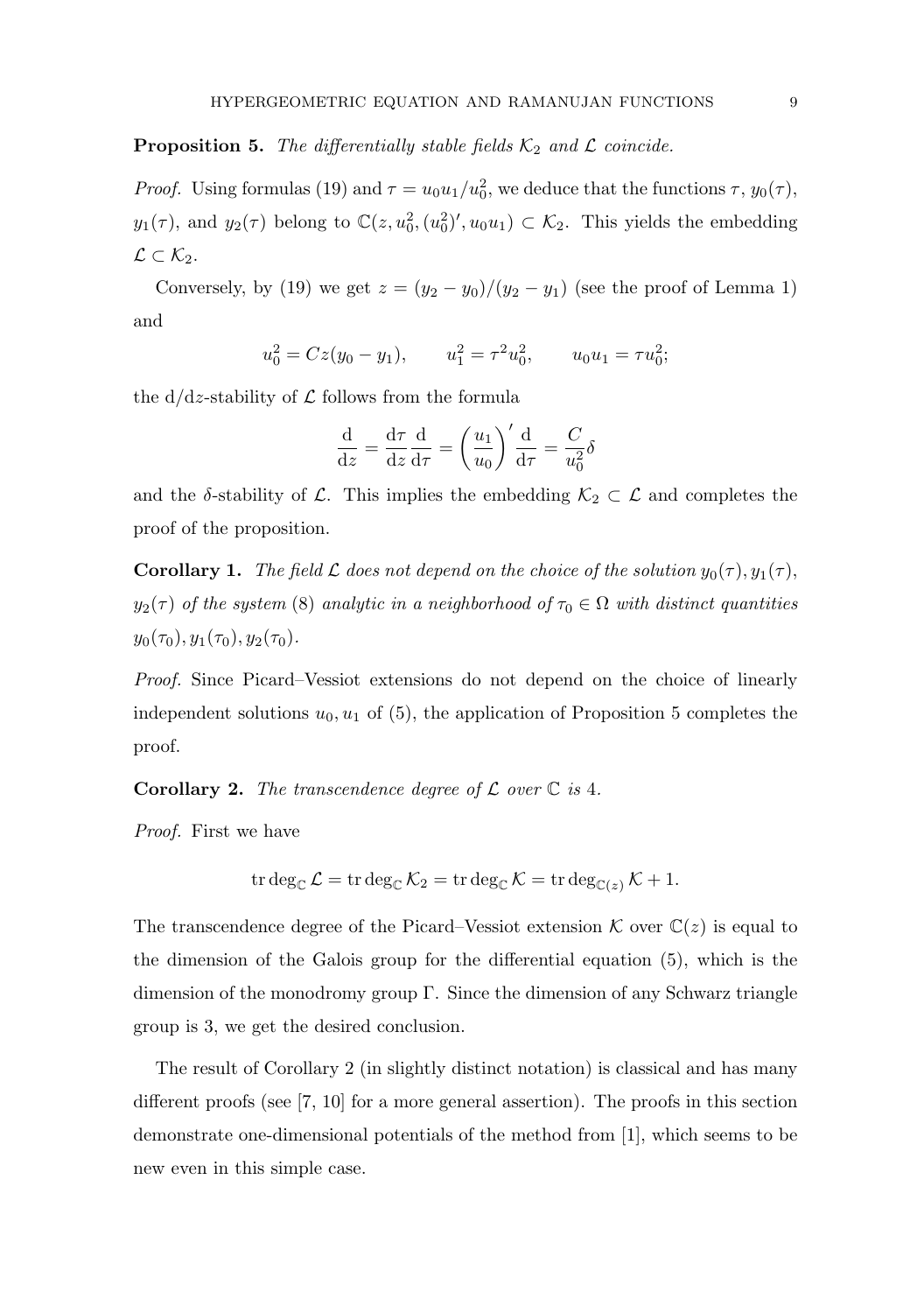**Proposition 5.** *The differentially stable fields $\mathcal{K}_2$ and $\mathcal{L}$ coincide.*

*Proof.* Using formulas (19) and $\tau = u_0u_1/u_0^2$, we deduce that the functions $\tau$, $y_0(\tau)$, $y_1(\tau)$, and $y_2(\tau)$ belong to $\mathbb{C}(z, u_0^2, (u_0^2)', u_0u_1) \subset \mathcal{K}_2$. This yields the embedding $\mathcal{L} \subset \mathcal{K}_2$.

Conversely, by (19) we get $z = (y_2 - y_0)/(y_2 - y_1)$ (see the proof of Lemma 1) and

$$u_0^2 = Cz(y_0 - y_1), \qquad u_1^2 = \tau^2 u_0^2, \qquad u_0u_1 = \tau u_0^2;$$

the $\mathrm{d}/\mathrm{d}z$-stability of $\mathcal{L}$ follows from the formula

$$\frac{\mathrm{d}}{\mathrm{d}z} = \frac{\mathrm{d}\tau}{\mathrm{d}z}\frac{\mathrm{d}}{\mathrm{d}\tau} = \left(\frac{u_1}{u_0}\right)'\frac{\mathrm{d}}{\mathrm{d}\tau} = \frac{C}{u_0^2}\delta$$

and the $\delta$-stability of $\mathcal{L}$. This implies the embedding $\mathcal{K}_2 \subset \mathcal{L}$ and completes the proof of the proposition.

**Corollary 1.** *The field $\mathcal{L}$ does not depend on the choice of the solution $y_0(\tau), y_1(\tau)$, $y_2(\tau)$ of the system* (8) *analytic in a neighborhood of $\tau_0 \in \Omega$ with distinct quantities $y_0(\tau_0), y_1(\tau_0), y_2(\tau_0)$.*

*Proof.* Since Picard–Vessiot extensions do not depend on the choice of linearly independent solutions $u_0, u_1$ of (5), the application of Proposition 5 completes the proof.

**Corollary 2.** *The transcendence degree of $\mathcal{L}$ over $\mathbb{C}$ is* 4*.*

*Proof.* First we have

$$\operatorname{tr}\deg_{\mathbb{C}} \mathcal{L} = \operatorname{tr}\deg_{\mathbb{C}} \mathcal{K}_2 = \operatorname{tr}\deg_{\mathbb{C}} \mathcal{K} = \operatorname{tr}\deg_{\mathbb{C}(z)} \mathcal{K} + 1.$$

The transcendence degree of the Picard–Vessiot extension $\mathcal{K}$ over $\mathbb{C}(z)$ is equal to the dimension of the Galois group for the differential equation (5), which is the dimension of the monodromy group $\Gamma$. Since the dimension of any Schwarz triangle group is 3, we get the desired conclusion.

The result of Corollary 2 (in slightly distinct notation) is classical and has many different proofs (see [7, 10] for a more general assertion). The proofs in this section demonstrate one-dimensional potentials of the method from [1], which seems to be new even in this simple case.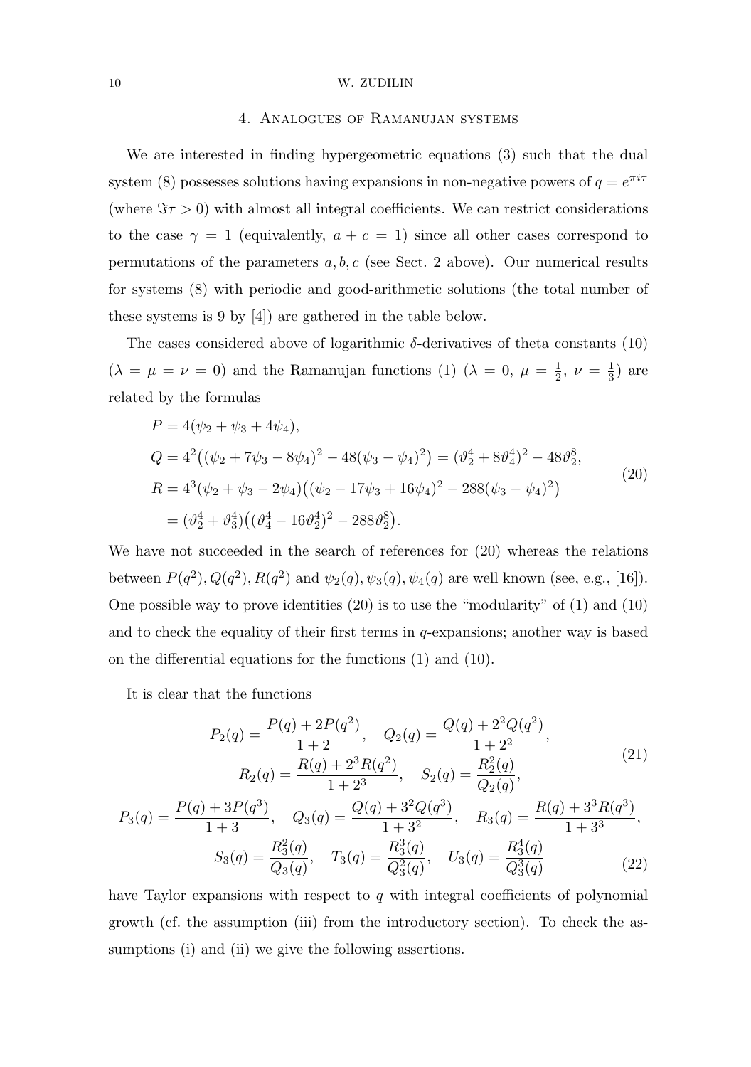## 4. Analogues of Ramanujan systems

We are interested in finding hypergeometric equations (3) such that the dual system (8) possesses solutions having expansions in non-negative powers of $q = e^{\pi i\tau}$ (where $\Im\tau > 0$) with almost all integral coefficients. We can restrict considerations to the case $\gamma = 1$ (equivalently, $a + c = 1$) since all other cases correspond to permutations of the parameters $a, b, c$ (see Sect. 2 above). Our numerical results for systems (8) with periodic and good-arithmetic solutions (the total number of these systems is 9 by [4]) are gathered in the table below.

The cases considered above of logarithmic $\delta$-derivatives of theta constants (10) ($\lambda = \mu = \nu = 0$) and the Ramanujan functions (1) ($\lambda = 0$, $\mu = \frac{1}{2}$, $\nu = \frac{1}{3}$) are related by the formulas

$$
\begin{aligned}
P &= 4(\psi_2 + \psi_3 + 4\psi_4), \\
Q &= 4^2\big((\psi_2 + 7\psi_3 - 8\psi_4)^2 - 48(\psi_3 - \psi_4)^2\big) = (\vartheta_2^4 + 8\vartheta_4^4)^2 - 48\vartheta_2^8, \\
R &= 4^3(\psi_2 + \psi_3 - 2\psi_4)\big((\psi_2 - 17\psi_3 + 16\psi_4)^2 - 288(\psi_3 - \psi_4)^2\big) \\
&= (\vartheta_2^4 + \vartheta_3^4)\big((\vartheta_4^4 - 16\vartheta_2^4)^2 - 288\vartheta_2^8\big).
\end{aligned}
\tag{20}
$$

We have not succeeded in the search of references for (20) whereas the relations between $P(q^2), Q(q^2), R(q^2)$ and $\psi_2(q), \psi_3(q), \psi_4(q)$ are well known (see, e.g., [16]). One possible way to prove identities (20) is to use the "modularity" of (1) and (10) and to check the equality of their first terms in $q$-expansions; another way is based on the differential equations for the functions (1) and (10).

It is clear that the functions

$$
\begin{gathered}
P_2(q) = \frac{P(q) + 2P(q^2)}{1+2}, \quad Q_2(q) = \frac{Q(q) + 2^2Q(q^2)}{1+2^2}, \\
R_2(q) = \frac{R(q) + 2^3R(q^2)}{1+2^3}, \quad S_2(q) = \frac{R_2^2(q)}{Q_2(q)},
\end{gathered}
\tag{21}
$$

$$
\begin{gathered}
P_3(q) = \frac{P(q) + 3P(q^3)}{1+3}, \quad Q_3(q) = \frac{Q(q) + 3^2Q(q^3)}{1+3^2}, \quad R_3(q) = \frac{R(q) + 3^3R(q^3)}{1+3^3}, \\
S_3(q) = \frac{R_3^2(q)}{Q_3(q)}, \quad T_3(q) = \frac{R_3^3(q)}{Q_3^2(q)}, \quad U_3(q) = \frac{R_3^4(q)}{Q_3^3(q)}
\end{gathered}
\tag{22}
$$

have Taylor expansions with respect to $q$ with integral coefficients of polynomial growth (cf. the assumption (iii) from the introductory section). To check the assumptions (i) and (ii) we give the following assertions.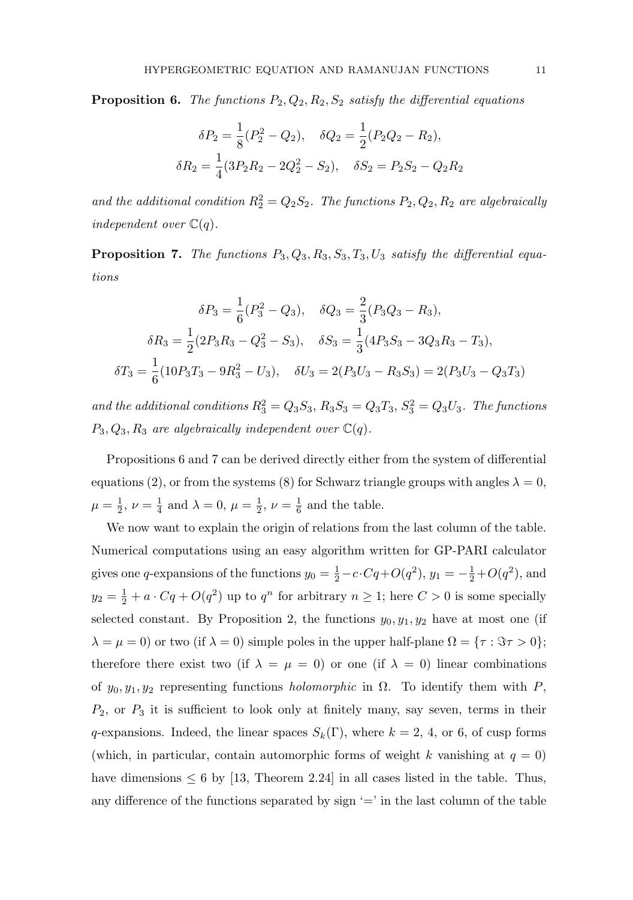**Proposition 6.** *The functions $P_2, Q_2, R_2, S_2$ satisfy the differential equations*

$$\delta P_2 = \frac{1}{8}(P_2^2 - Q_2), \quad \delta Q_2 = \frac{1}{2}(P_2 Q_2 - R_2),$$
$$\delta R_2 = \frac{1}{4}(3P_2 R_2 - 2Q_2^2 - S_2), \quad \delta S_2 = P_2 S_2 - Q_2 R_2$$

*and the additional condition $R_2^2 = Q_2 S_2$. The functions $P_2, Q_2, R_2$ are algebraically independent over $\mathbb{C}(q)$.*

**Proposition 7.** *The functions $P_3, Q_3, R_3, S_3, T_3, U_3$ satisfy the differential equations*

$$\delta P_3 = \frac{1}{6}(P_3^2 - Q_3), \quad \delta Q_3 = \frac{2}{3}(P_3 Q_3 - R_3),$$
$$\delta R_3 = \frac{1}{2}(2P_3 R_3 - Q_3^2 - S_3), \quad \delta S_3 = \frac{1}{3}(4P_3 S_3 - 3Q_3 R_3 - T_3),$$
$$\delta T_3 = \frac{1}{6}(10P_3 T_3 - 9R_3^2 - U_3), \quad \delta U_3 = 2(P_3 U_3 - R_3 S_3) = 2(P_3 U_3 - Q_3 T_3)$$

*and the additional conditions $R_3^2 = Q_3 S_3$, $R_3 S_3 = Q_3 T_3$, $S_3^2 = Q_3 U_3$. The functions $P_3, Q_3, R_3$ are algebraically independent over $\mathbb{C}(q)$.*

Propositions 6 and 7 can be derived directly either from the system of differential equations (2), or from the systems (8) for Schwarz triangle groups with angles $\lambda = 0$, $\mu = \frac{1}{2}$, $\nu = \frac{1}{4}$ and $\lambda = 0$, $\mu = \frac{1}{2}$, $\nu = \frac{1}{6}$ and the table.

We now want to explain the origin of relations from the last column of the table. Numerical computations using an easy algorithm written for GP-PARI calculator gives one $q$-expansions of the functions $y_0 = \frac{1}{2} - c \cdot Cq + O(q^2)$, $y_1 = -\frac{1}{2} + O(q^2)$, and $y_2 = \frac{1}{2} + a \cdot Cq + O(q^2)$ up to $q^n$ for arbitrary $n \ge 1$; here $C > 0$ is some specially selected constant. By Proposition 2, the functions $y_0, y_1, y_2$ have at most one (if $\lambda = \mu = 0$) or two (if $\lambda = 0$) simple poles in the upper half-plane $\Omega = \{\tau : \Im\tau > 0\}$; therefore there exist two (if $\lambda = \mu = 0$) or one (if $\lambda = 0$) linear combinations of $y_0, y_1, y_2$ representing functions *holomorphic* in $\Omega$. To identify them with $P$, $P_2$, or $P_3$ it is sufficient to look only at finitely many, say seven, terms in their $q$-expansions. Indeed, the linear spaces $S_k(\Gamma)$, where $k = 2$, 4, or 6, of cusp forms (which, in particular, contain automorphic forms of weight $k$ vanishing at $q = 0$) have dimensions $\le 6$ by [13, Theorem 2.24] in all cases listed in the table. Thus, any difference of the functions separated by sign '=' in the last column of the table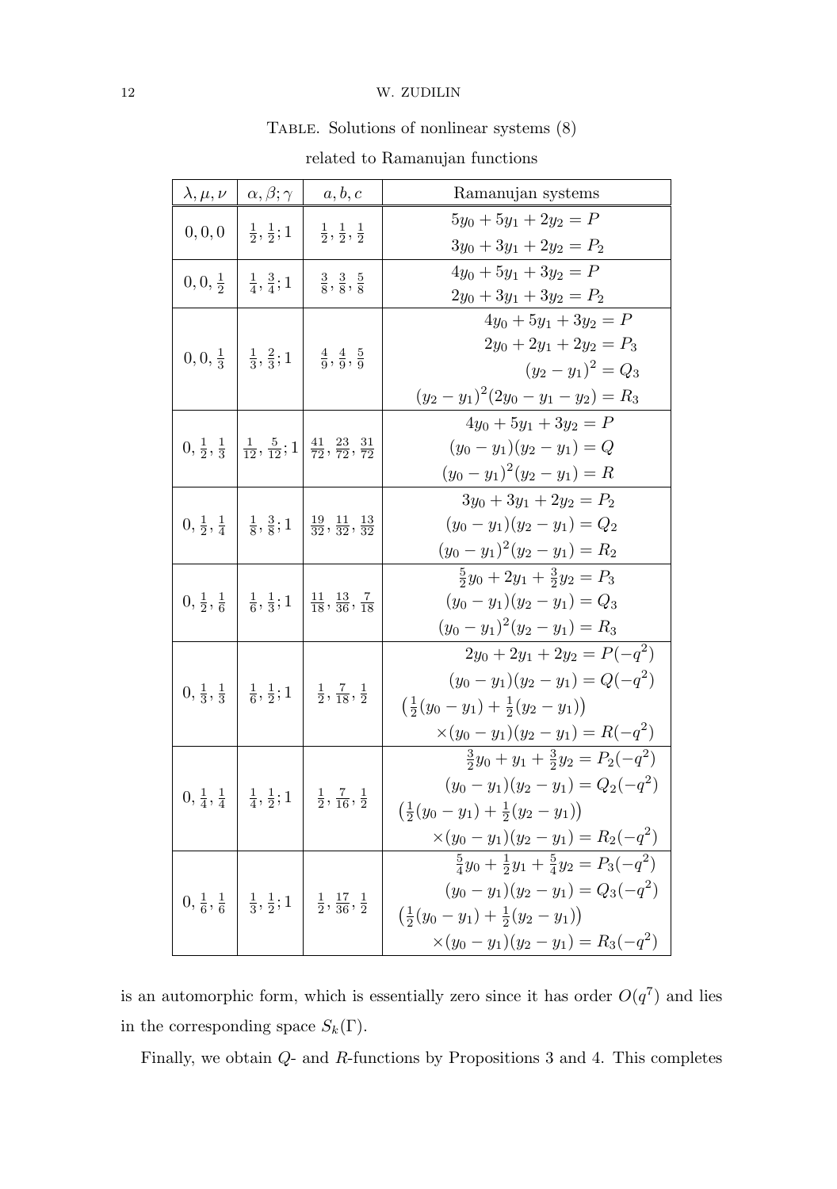Table. Solutions of nonlinear systems (8)

related to Ramanujan functions

| $\lambda, \mu, \nu$ | $\alpha, \beta; \gamma$ | $a, b, c$ | Ramanujan systems |
|---|---|---|---|
| $0, 0, 0$ | $\frac{1}{2}, \frac{1}{2}; 1$ | $\frac{1}{2}, \frac{1}{2}, \frac{1}{2}$ | $5y_0 + 5y_1 + 2y_2 = P$ <br> $3y_0 + 3y_1 + 2y_2 = P_2$ |
| $0, 0, \frac{1}{2}$ | $\frac{1}{4}, \frac{3}{4}; 1$ | $\frac{3}{8}, \frac{3}{8}, \frac{5}{8}$ | $4y_0 + 5y_1 + 3y_2 = P$ <br> $2y_0 + 3y_1 + 3y_2 = P_2$ |
| $0, 0, \frac{1}{3}$ | $\frac{1}{3}, \frac{2}{3}; 1$ | $\frac{4}{9}, \frac{4}{9}, \frac{5}{9}$ | $4y_0 + 5y_1 + 3y_2 = P$ <br> $2y_0 + 2y_1 + 2y_2 = P_3$ <br> $(y_2 - y_1)^2 = Q_3$ <br> $(y_2 - y_1)^2(2y_0 - y_1 - y_2) = R_3$ |
| $0, \frac{1}{2}, \frac{1}{3}$ | $\frac{1}{12}, \frac{5}{12}; 1$ | $\frac{41}{72}, \frac{23}{72}, \frac{31}{72}$ | $4y_0 + 5y_1 + 3y_2 = P$ <br> $(y_0 - y_1)(y_2 - y_1) = Q$ <br> $(y_0 - y_1)^2(y_2 - y_1) = R$ |
| $0, \frac{1}{2}, \frac{1}{4}$ | $\frac{1}{8}, \frac{3}{8}; 1$ | $\frac{19}{32}, \frac{11}{32}, \frac{13}{32}$ | $3y_0 + 3y_1 + 2y_2 = P_2$ <br> $(y_0 - y_1)(y_2 - y_1) = Q_2$ <br> $(y_0 - y_1)^2(y_2 - y_1) = R_2$ |
| $0, \frac{1}{2}, \frac{1}{6}$ | $\frac{1}{6}, \frac{1}{3}; 1$ | $\frac{11}{18}, \frac{13}{36}, \frac{7}{18}$ | $\frac{5}{2}y_0 + 2y_1 + \frac{3}{2}y_2 = P_3$ <br> $(y_0 - y_1)(y_2 - y_1) = Q_3$ <br> $(y_0 - y_1)^2(y_2 - y_1) = R_3$ |
| $0, \frac{1}{3}, \frac{1}{3}$ | $\frac{1}{6}, \frac{1}{2}; 1$ | $\frac{1}{2}, \frac{7}{18}, \frac{1}{2}$ | $2y_0 + 2y_1 + 2y_2 = P(-q^2)$ <br> $(y_0 - y_1)(y_2 - y_1) = Q(-q^2)$ <br> $\left(\frac{1}{2}(y_0 - y_1) + \frac{1}{2}(y_2 - y_1)\right)$ <br> $\times(y_0 - y_1)(y_2 - y_1) = R(-q^2)$ |
| $0, \frac{1}{4}, \frac{1}{4}$ | $\frac{1}{4}, \frac{1}{2}; 1$ | $\frac{1}{2}, \frac{7}{16}, \frac{1}{2}$ | $\frac{3}{2}y_0 + y_1 + \frac{3}{2}y_2 = P_2(-q^2)$ <br> $(y_0 - y_1)(y_2 - y_1) = Q_2(-q^2)$ <br> $\left(\frac{1}{2}(y_0 - y_1) + \frac{1}{2}(y_2 - y_1)\right)$ <br> $\times(y_0 - y_1)(y_2 - y_1) = R_2(-q^2)$ |
| $0, \frac{1}{6}, \frac{1}{6}$ | $\frac{1}{3}, \frac{1}{2}; 1$ | $\frac{1}{2}, \frac{17}{36}, \frac{1}{2}$ | $\frac{5}{4}y_0 + \frac{1}{2}y_1 + \frac{5}{4}y_2 = P_3(-q^2)$ <br> $(y_0 - y_1)(y_2 - y_1) = Q_3(-q^2)$ <br> $\left(\frac{1}{2}(y_0 - y_1) + \frac{1}{2}(y_2 - y_1)\right)$ <br> $\times(y_0 - y_1)(y_2 - y_1) = R_3(-q^2)$ |

is an automorphic form, which is essentially zero since it has order $O(q^7)$ and lies in the corresponding space $S_k(\Gamma)$.

Finally, we obtain $Q$- and $R$-functions by Propositions 3 and 4. This completes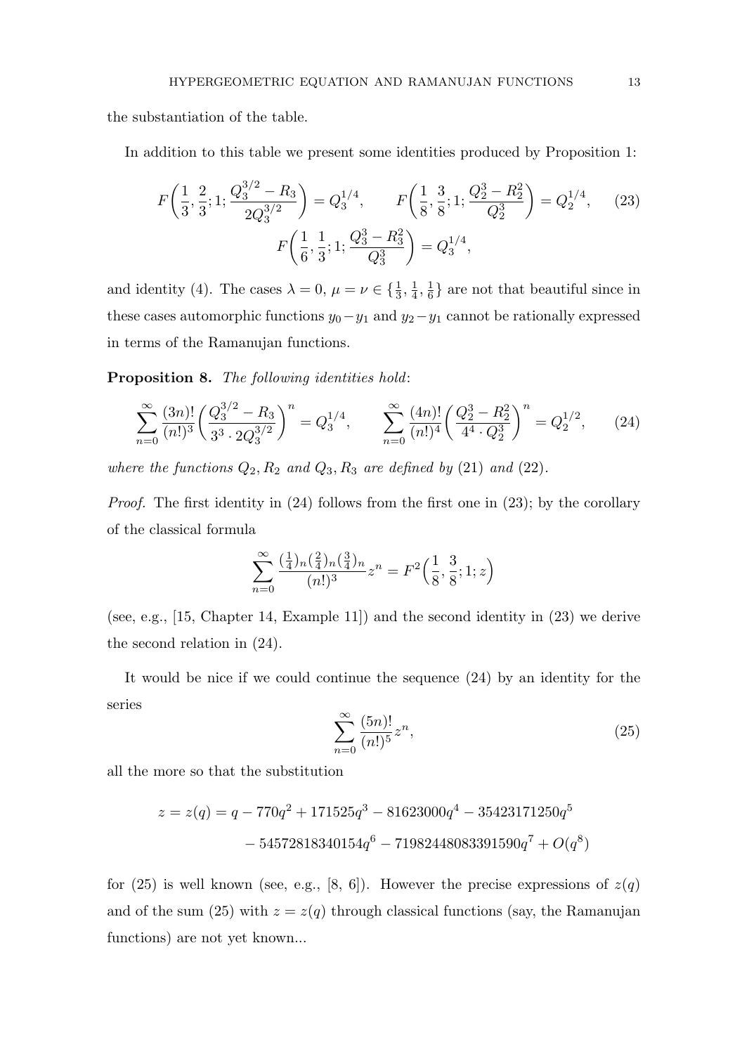the substantiation of the table.

In addition to this table we present some identities produced by Proposition 1:

$$F\left(\frac{1}{3},\frac{2}{3};1;\frac{Q_3^{3/2}-R_3}{2Q_3^{3/2}}\right)=Q_3^{1/4},\qquad F\left(\frac{1}{8},\frac{3}{8};1;\frac{Q_2^3-R_2^2}{Q_2^3}\right)=Q_2^{1/4},\qquad (23)$$

$$F\left(\frac{1}{6},\frac{1}{3};1;\frac{Q_3^3-R_3^2}{Q_3^3}\right)=Q_3^{1/4},$$

and identity (4). The cases $\lambda=0$, $\mu=\nu\in\{\frac{1}{3},\frac{1}{4},\frac{1}{6}\}$ are not that beautiful since in these cases automorphic functions $y_0-y_1$ and $y_2-y_1$ cannot be rationally expressed in terms of the Ramanujan functions.

**Proposition 8.** *The following identities hold*:

$$\sum_{n=0}^{\infty}\frac{(3n)!}{(n!)^3}\left(\frac{Q_3^{3/2}-R_3}{3^3\cdot 2Q_3^{3/2}}\right)^n=Q_3^{1/4},\qquad \sum_{n=0}^{\infty}\frac{(4n)!}{(n!)^4}\left(\frac{Q_2^3-R_2^2}{4^4\cdot Q_2^3}\right)^n=Q_2^{1/2},\qquad (24)$$

*where the functions $Q_2,R_2$ and $Q_3,R_3$ are defined by* (21) *and* (22).

*Proof.* The first identity in (24) follows from the first one in (23); by the corollary of the classical formula

$$\sum_{n=0}^{\infty}\frac{(\frac{1}{4})_n(\frac{2}{4})_n(\frac{3}{4})_n}{(n!)^3}z^n=F^2\left(\frac{1}{8},\frac{3}{8};1;z\right)$$

(see, e.g., [15, Chapter 14, Example 11]) and the second identity in (23) we derive the second relation in (24).

It would be nice if we could continue the sequence (24) by an identity for the series

$$\sum_{n=0}^{\infty}\frac{(5n)!}{(n!)^5}z^n,\qquad (25)$$

all the more so that the substitution

$$\begin{aligned}z=z(q)&=q-770q^2+171525q^3-81623000q^4-35423171250q^5\\&\quad-54572818340154q^6-71982448083391590q^7+O(q^8)\end{aligned}$$

for (25) is well known (see, e.g., [8, 6]). However the precise expressions of $z(q)$ and of the sum (25) with $z=z(q)$ through classical functions (say, the Ramanujan functions) are not yet known...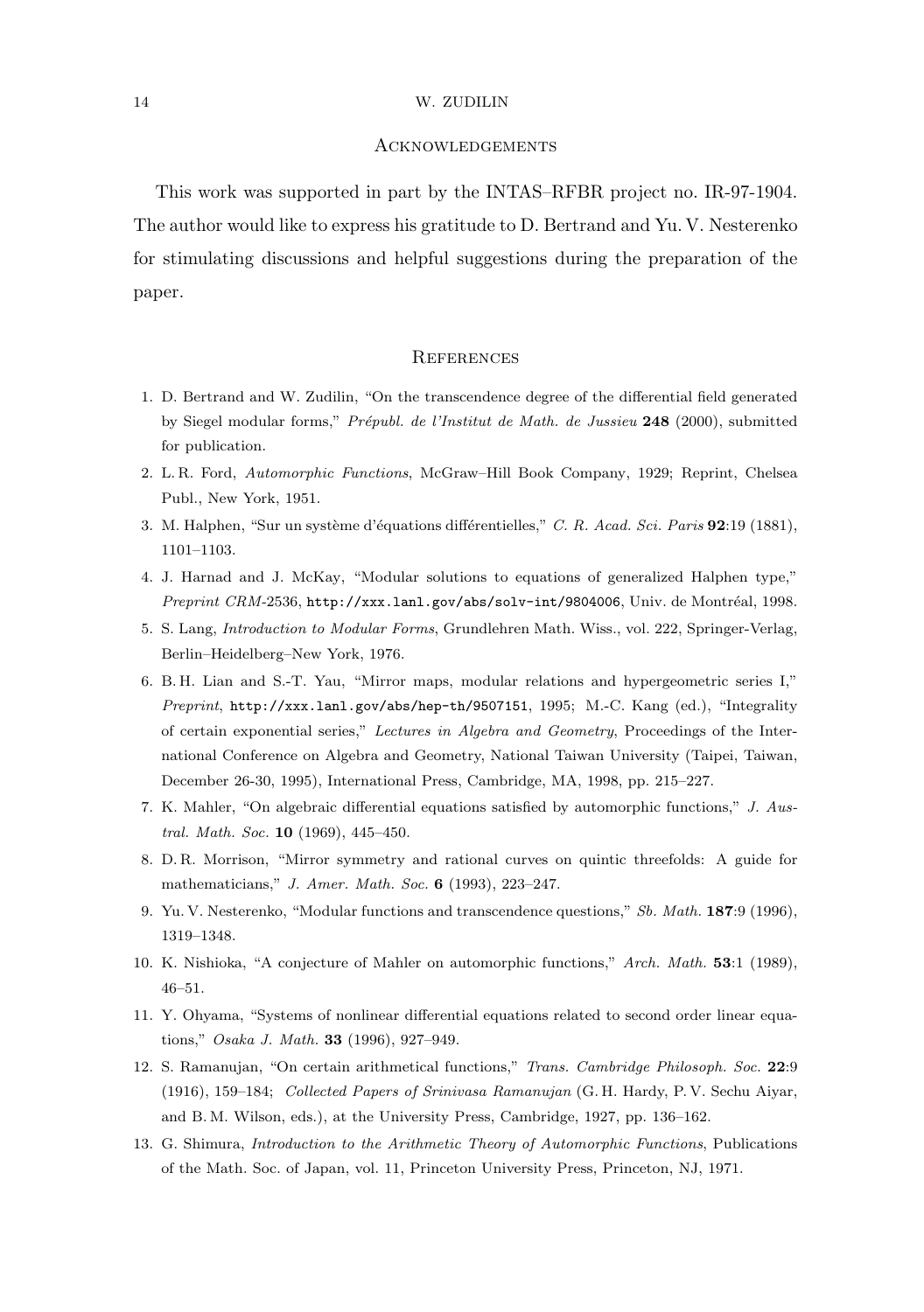## Acknowledgements

This work was supported in part by the INTAS–RFBR project no. IR-97-1904. The author would like to express his gratitude to D. Bertrand and Yu. V. Nesterenko for stimulating discussions and helpful suggestions during the preparation of the paper.

## References

1. D. Bertrand and W. Zudilin, "On the transcendence degree of the differential field generated by Siegel modular forms," *Prépubl. de l'Institut de Math. de Jussieu* **248** (2000), submitted for publication.
2. L. R. Ford, *Automorphic Functions*, McGraw–Hill Book Company, 1929; Reprint, Chelsea Publ., New York, 1951.
3. M. Halphen, "Sur un système d'équations différentielles," *C. R. Acad. Sci. Paris* **92**:19 (1881), 1101–1103.
4. J. Harnad and J. McKay, "Modular solutions to equations of generalized Halphen type," *Preprint CRM*-2536, `http://xxx.lanl.gov/abs/solv-int/9804006`, Univ. de Montréal, 1998.
5. S. Lang, *Introduction to Modular Forms*, Grundlehren Math. Wiss., vol. 222, Springer-Verlag, Berlin–Heidelberg–New York, 1976.
6. B. H. Lian and S.-T. Yau, "Mirror maps, modular relations and hypergeometric series I," *Preprint*, `http://xxx.lanl.gov/abs/hep-th/9507151`, 1995; M.-C. Kang (ed.), "Integrality of certain exponential series," *Lectures in Algebra and Geometry*, Proceedings of the International Conference on Algebra and Geometry, National Taiwan University (Taipei, Taiwan, December 26-30, 1995), International Press, Cambridge, MA, 1998, pp. 215–227.
7. K. Mahler, "On algebraic differential equations satisfied by automorphic functions," *J. Austral. Math. Soc.* **10** (1969), 445–450.
8. D. R. Morrison, "Mirror symmetry and rational curves on quintic threefolds: A guide for mathematicians," *J. Amer. Math. Soc.* **6** (1993), 223–247.
9. Yu. V. Nesterenko, "Modular functions and transcendence questions," *Sb. Math.* **187**:9 (1996), 1319–1348.
10. K. Nishioka, "A conjecture of Mahler on automorphic functions," *Arch. Math.* **53**:1 (1989), 46–51.
11. Y. Ohyama, "Systems of nonlinear differential equations related to second order linear equations," *Osaka J. Math.* **33** (1996), 927–949.
12. S. Ramanujan, "On certain arithmetical functions," *Trans. Cambridge Philosoph. Soc.* **22**:9 (1916), 159–184; *Collected Papers of Srinivasa Ramanujan* (G. H. Hardy, P. V. Sechu Aiyar, and B. M. Wilson, eds.), at the University Press, Cambridge, 1927, pp. 136–162.
13. G. Shimura, *Introduction to the Arithmetic Theory of Automorphic Functions*, Publications of the Math. Soc. of Japan, vol. 11, Princeton University Press, Princeton, NJ, 1971.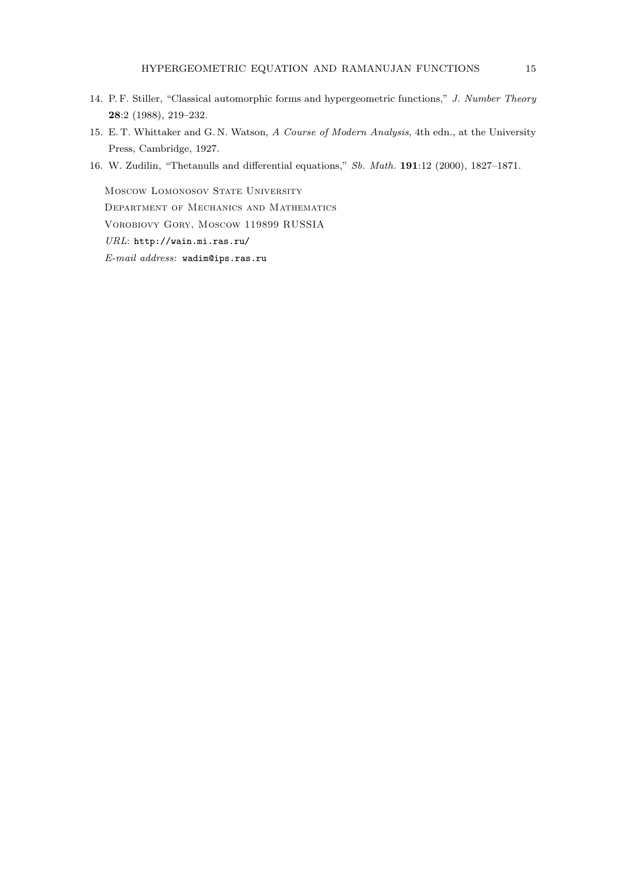14. P. F. Stiller, “Classical automorphic forms and hypergeometric functions,” *J. Number Theory* **28**:2 (1988), 219–232.
15. E. T. Whittaker and G. N. Watson, *A Course of Modern Analysis*, 4th edn., at the University Press, Cambridge, 1927.
16. W. Zudilin, “Thetanulls and differential equations,” *Sb. Math.* **191**:12 (2000), 1827–1871.

Moscow Lomonosov State University
Department of Mechanics and Mathematics
Vorobiovy Gory, Moscow 119899 RUSSIA
*URL*: http://wain.mi.ras.ru/
*E-mail address*: wadim@ips.ras.ru